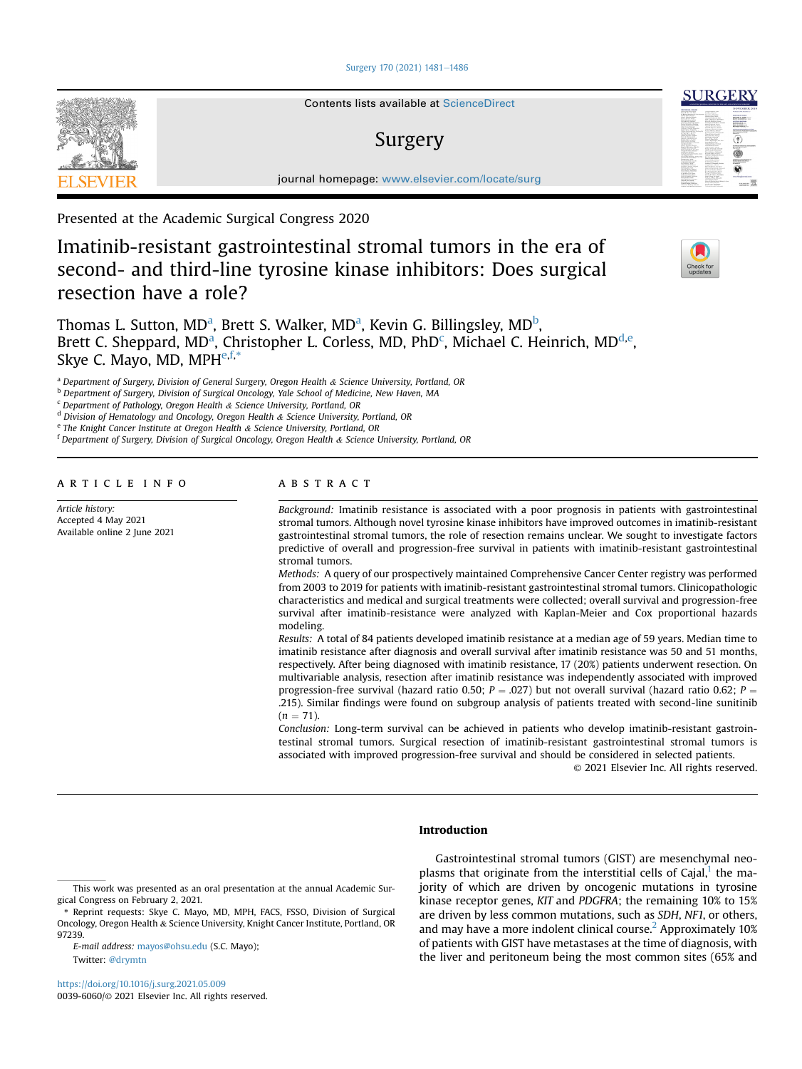Presented at the Academic Surgical Congress 2020

# Imatinib-resistant gastrointestinal stromal tumors in the era of second- and third-line tyrosine kinase inhibitors: Does surgical resection have a role?

Thomas L. Sutton, MD[a], Brett S. Walker, MD[a], Kevin G. Billingsley, MD[b], Brett C. Sheppard, MD[a], Christopher L. Corless, MD, PhD[c], Michael C. Heinrich, MD[d,e], Skye C. Mayo, MD, MPH[e,f,*]

[a] Department of Surgery, Division of General Surgery, Oregon Health & Science University, Portland, OR
[b] Department of Surgery, Division of Surgical Oncology, Yale School of Medicine, New Haven, MA
[c] Department of Pathology, Oregon Health & Science University, Portland, OR
[d] Division of Hematology and Oncology, Oregon Health & Science University, Portland, OR
[e] The Knight Cancer Institute at Oregon Health & Science University, Portland, OR
[f] Department of Surgery, Division of Surgical Oncology, Oregon Health & Science University, Portland, OR

## ARTICLE INFO

*Article history:*
Accepted 4 May 2021
Available online 2 June 2021

## ABSTRACT

*Background:* Imatinib resistance is associated with a poor prognosis in patients with gastrointestinal stromal tumors. Although novel tyrosine kinase inhibitors have improved outcomes in imatinib-resistant gastrointestinal stromal tumors, the role of resection remains unclear. We sought to investigate factors predictive of overall and progression-free survival in patients with imatinib-resistant gastrointestinal stromal tumors.

*Methods:* A query of our prospectively maintained Comprehensive Cancer Center registry was performed from 2003 to 2019 for patients with imatinib-resistant gastrointestinal stromal tumors. Clinicopathologic characteristics and medical and surgical treatments were collected; overall survival and progression-free survival after imatinib-resistance were analyzed with Kaplan-Meier and Cox proportional hazards modeling.

*Results:* A total of 84 patients developed imatinib resistance at a median age of 59 years. Median time to imatinib resistance after diagnosis and overall survival after imatinib resistance was 50 and 51 months, respectively. After being diagnosed with imatinib resistance, 17 (20%) patients underwent resection. On multivariable analysis, resection after imatinib resistance was independently associated with improved progression-free survival (hazard ratio 0.50; $P = .027$) but not overall survival (hazard ratio 0.62; $P = .215$). Similar findings were found on subgroup analysis of patients treated with second-line sunitinib ($n = 71$).

*Conclusion:* Long-term survival can be achieved in patients who develop imatinib-resistant gastrointestinal stromal tumors. Surgical resection of imatinib-resistant gastrointestinal stromal tumors is associated with improved progression-free survival and should be considered in selected patients.

© 2021 Elsevier Inc. All rights reserved.

## Introduction

Gastrointestinal stromal tumors (GIST) are mesenchymal neoplasms that originate from the interstitial cells of Cajal,[1] the majority of which are driven by oncogenic mutations in tyrosine kinase receptor genes, *KIT* and *PDGFRA*; the remaining 10% to 15% are driven by less common mutations, such as *SDH*, *NF1*, or others, and may have a more indolent clinical course.[2] Approximately 10% of patients with GIST have metastases at the time of diagnosis, with the liver and peritoneum being the most common sites (65% and

---

This work was presented as an oral presentation at the annual Academic Surgical Congress on February 2, 2021.

* Reprint requests: Skye C. Mayo, MD, MPH, FACS, FSSO, Division of Surgical Oncology, Oregon Health & Science University, Knight Cancer Institute, Portland, OR 97239.

*E-mail address:* mayos@ohsu.edu (S.C. Mayo);
Twitter: @drymtn

https://doi.org/10.1016/j.surg.2021.05.009
0039-6060/© 2021 Elsevier Inc. All rights reserved.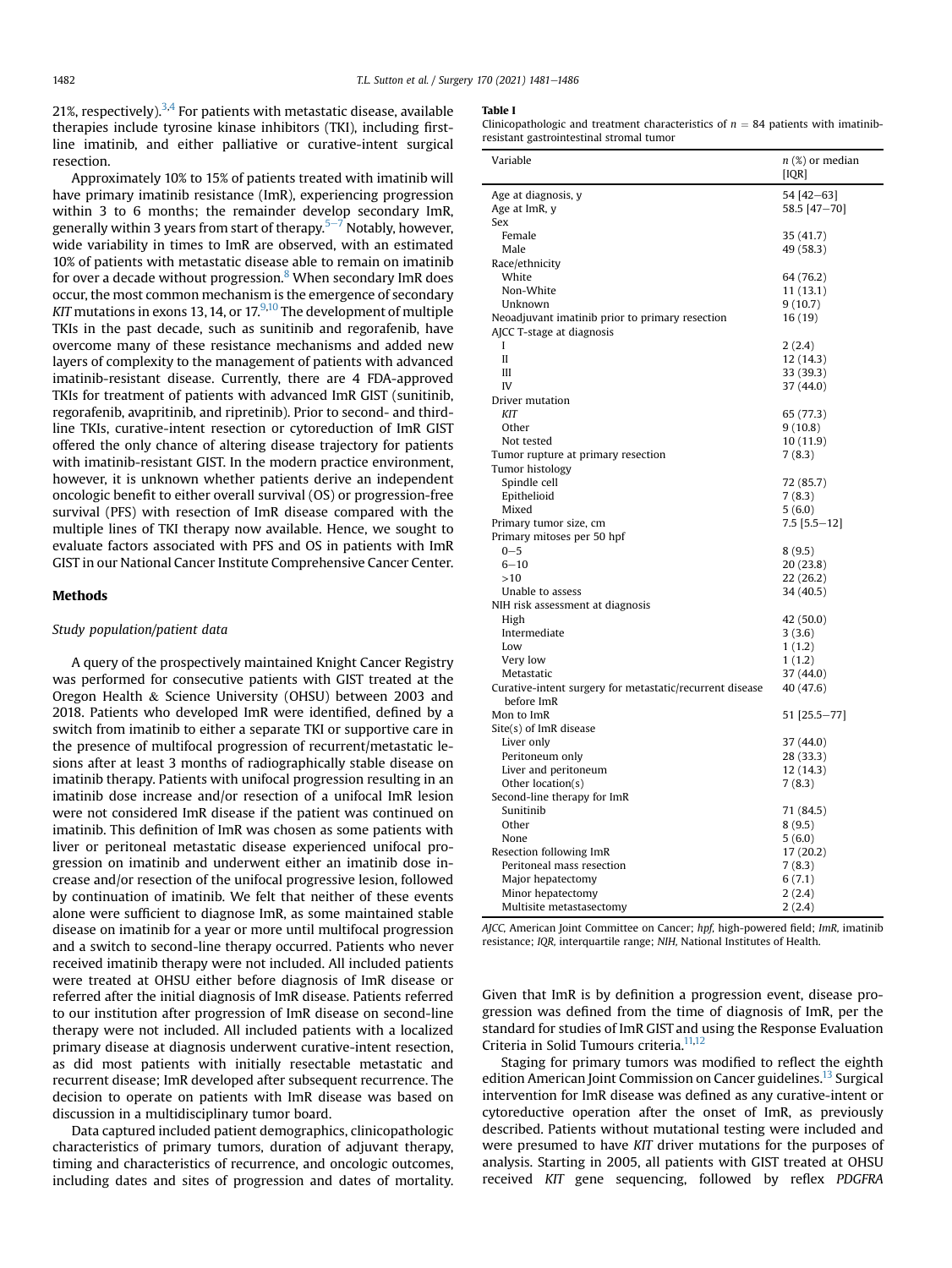21%, respectively).[3,4] For patients with metastatic disease, available therapies include tyrosine kinase inhibitors (TKI), including first-line imatinib, and either palliative or curative-intent surgical resection.

Approximately 10% to 15% of patients treated with imatinib will have primary imatinib resistance (ImR), experiencing progression within 3 to 6 months; the remainder develop secondary ImR, generally within 3 years from start of therapy.[5–7] Notably, however, wide variability in times to ImR are observed, with an estimated 10% of patients with metastatic disease able to remain on imatinib for over a decade without progression.[8] When secondary ImR does occur, the most common mechanism is the emergence of secondary *KIT* mutations in exons 13, 14, or 17.[9,10] The development of multiple TKIs in the past decade, such as sunitinib and regorafenib, have overcome many of these resistance mechanisms and added new layers of complexity to the management of patients with advanced imatinib-resistant disease. Currently, there are 4 FDA-approved TKIs for treatment of patients with advanced ImR GIST (sunitinib, regorafenib, avapritinib, and ripretinib). Prior to second- and third-line TKIs, curative-intent resection or cytoreduction of ImR GIST offered the only chance of altering disease trajectory for patients with imatinib-resistant GIST. In the modern practice environment, however, it is unknown whether patients derive an independent oncologic benefit to either overall survival (OS) or progression-free survival (PFS) with resection of ImR disease compared with the multiple lines of TKI therapy now available. Hence, we sought to evaluate factors associated with PFS and OS in patients with ImR GIST in our National Cancer Institute Comprehensive Cancer Center.

## Methods

### *Study population/patient data*

A query of the prospectively maintained Knight Cancer Registry was performed for consecutive patients with GIST treated at the Oregon Health & Science University (OHSU) between 2003 and 2018. Patients who developed ImR were identified, defined by a switch from imatinib to either a separate TKI or supportive care in the presence of multifocal progression of recurrent/metastatic lesions after at least 3 months of radiographically stable disease on imatinib therapy. Patients with unifocal progression resulting in an imatinib dose increase and/or resection of a unifocal ImR lesion were not considered ImR disease if the patient was continued on imatinib. This definition of ImR was chosen as some patients with liver or peritoneal metastatic disease experienced unifocal progression on imatinib and underwent either an imatinib dose increase and/or resection of the unifocal progressive lesion, followed by continuation of imatinib. We felt that neither of these events alone were sufficient to diagnose ImR, as some maintained stable disease on imatinib for a year or more until multifocal progression and a switch to second-line therapy occurred. Patients who never received imatinib therapy were not included. All included patients were treated at OHSU either before diagnosis of ImR disease or referred after the initial diagnosis of ImR disease. Patients referred to our institution after progression of ImR disease on second-line therapy were not included. All included patients with a localized primary disease at diagnosis underwent curative-intent resection, as did most patients with initially resectable metastatic and recurrent disease; ImR developed after subsequent recurrence. The decision to operate on patients with ImR disease was based on discussion in a multidisciplinary tumor board.

Data captured included patient demographics, clinicopathologic characteristics of primary tumors, duration of adjuvant therapy, timing and characteristics of recurrence, and oncologic outcomes, including dates and sites of progression and dates of mortality.

**Table I**
Clinicopathologic and treatment characteristics of $n = 84$ patients with imatinib-resistant gastrointestinal stromal tumor

| Variable | *n* (%) or median [IQR] |
|---|---|
| Age at diagnosis, y | 54 [42–63] |
| Age at ImR, y | 58.5 [47–70] |
| Sex | |
| Female | 35 (41.7) |
| Male | 49 (58.3) |
| Race/ethnicity | |
| White | 64 (76.2) |
| Non-White | 11 (13.1) |
| Unknown | 9 (10.7) |
| Neoadjuvant imatinib prior to primary resection | 16 (19) |
| AJCC T-stage at diagnosis | |
| I | 2 (2.4) |
| II | 12 (14.3) |
| III | 33 (39.3) |
| IV | 37 (44.0) |
| Driver mutation | |
| *KIT* | 65 (77.3) |
| Other | 9 (10.8) |
| Not tested | 10 (11.9) |
| Tumor rupture at primary resection | 7 (8.3) |
| Tumor histology | |
| Spindle cell | 72 (85.7) |
| Epithelioid | 7 (8.3) |
| Mixed | 5 (6.0) |
| Primary tumor size, cm | 7.5 [5.5–12] |
| Primary mitoses per 50 hpf | |
| 0–5 | 8 (9.5) |
| 6–10 | 20 (23.8) |
| >10 | 22 (26.2) |
| Unable to assess | 34 (40.5) |
| NIH risk assessment at diagnosis | |
| High | 42 (50.0) |
| Intermediate | 3 (3.6) |
| Low | 1 (1.2) |
| Very low | 1 (1.2) |
| Metastatic | 37 (44.0) |
| Curative-intent surgery for metastatic/recurrent disease before ImR | 40 (47.6) |
| Mon to ImR | 51 [25.5–77] |
| Site(s) of ImR disease | |
| Liver only | 37 (44.0) |
| Peritoneum only | 28 (33.3) |
| Liver and peritoneum | 12 (14.3) |
| Other location(s) | 7 (8.3) |
| Second-line therapy for ImR | |
| Sunitinib | 71 (84.5) |
| Other | 8 (9.5) |
| None | 5 (6.0) |
| Resection following ImR | 17 (20.2) |
| Peritoneal mass resection | 7 (8.3) |
| Major hepatectomy | 6 (7.1) |
| Minor hepatectomy | 2 (2.4) |
| Multisite metastasectomy | 2 (2.4) |

*AJCC*, American Joint Committee on Cancer; *hpf*, high-powered field; *ImR*, imatinib resistance; *IQR*, interquartile range; *NIH*, National Institutes of Health.

Given that ImR is by definition a progression event, disease progression was defined from the time of diagnosis of ImR, per the standard for studies of ImR GIST and using the Response Evaluation Criteria in Solid Tumours criteria.[11,12]

Staging for primary tumors was modified to reflect the eighth edition American Joint Commission on Cancer guidelines.[13] Surgical intervention for ImR disease was defined as any curative-intent or cytoreductive operation after the onset of ImR, as previously described. Patients without mutational testing were included and were presumed to have *KIT* driver mutations for the purposes of analysis. Starting in 2005, all patients with GIST treated at OHSU received *KIT* gene sequencing, followed by reflex *PDGFRA*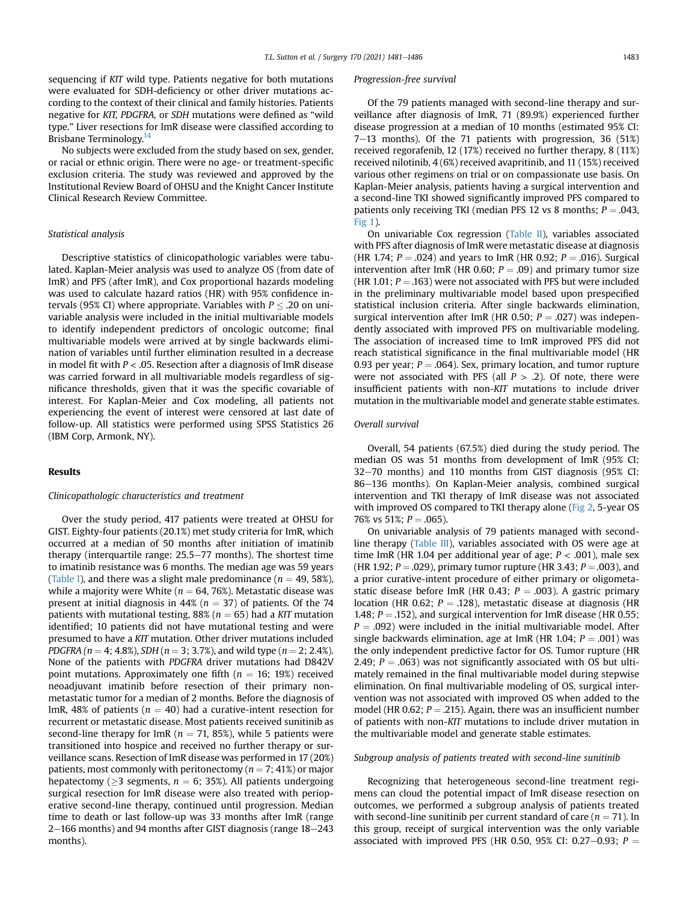sequencing if *KIT* wild type. Patients negative for both mutations were evaluated for SDH-deficiency or other driver mutations according to the context of their clinical and family histories. Patients negative for *KIT*, *PDGFRA*, or *SDH* mutations were defined as "wild type." Liver resections for ImR disease were classified according to Brisbane Terminology.[14]

No subjects were excluded from the study based on sex, gender, or racial or ethnic origin. There were no age- or treatment-specific exclusion criteria. The study was reviewed and approved by the Institutional Review Board of OHSU and the Knight Cancer Institute Clinical Research Review Committee.

### *Statistical analysis*

Descriptive statistics of clinicopathologic variables were tabulated. Kaplan-Meier analysis was used to analyze OS (from date of ImR) and PFS (after ImR), and Cox proportional hazards modeling was used to calculate hazard ratios (HR) with 95% confidence intervals (95% CI) where appropriate. Variables with $P \leq .20$ on univariable analysis were included in the initial multivariable models to identify independent predictors of oncologic outcome; final multivariable models were arrived at by single backwards elimination of variables until further elimination resulted in a decrease in model fit with $P < .05$. Resection after a diagnosis of ImR disease was carried forward in all multivariable models regardless of significance thresholds, given that it was the specific covariable of interest. For Kaplan-Meier and Cox modeling, all patients not experiencing the event of interest were censored at last date of follow-up. All statistics were performed using SPSS Statistics 26 (IBM Corp, Armonk, NY).

## Results

### *Clinicopathologic characteristics and treatment*

Over the study period, 417 patients were treated at OHSU for GIST. Eighty-four patients (20.1%) met study criteria for ImR, which occurred at a median of 50 months after initiation of imatinib therapy (interquartile range: 25.5–77 months). The shortest time to imatinib resistance was 6 months. The median age was 59 years (Table I), and there was a slight male predominance ($n = 49$, 58%), while a majority were White ($n = 64$, 76%). Metastatic disease was present at initial diagnosis in 44% ($n = 37$) of patients. Of the 74 patients with mutational testing, 88% ($n = 65$) had a *KIT* mutation identified; 10 patients did not have mutational testing and were presumed to have a *KIT* mutation. Other driver mutations included *PDGFRA* ($n = 4$; 4.8%), *SDH* ($n = 3$; 3.7%), and wild type ($n = 2$; 2.4%). None of the patients with *PDGFRA* driver mutations had D842V point mutations. Approximately one fifth ($n = 16$; 19%) received neoadjuvant imatinib before resection of their primary non-metastatic tumor for a median of 2 months. Before the diagnosis of ImR, 48% of patients ($n = 40$) had a curative-intent resection for recurrent or metastatic disease. Most patients received sunitinib as second-line therapy for ImR ($n = 71$, 85%), while 5 patients were transitioned into hospice and received no further therapy or surveillance scans. Resection of ImR disease was performed in 17 (20%) patients, most commonly with peritonectomy ($n = 7$; 41%) or major hepatectomy ($\geq$3 segments, $n = 6$; 35%). All patients undergoing surgical resection for ImR disease were also treated with perioperative second-line therapy, continued until progression. Median time to death or last follow-up was 33 months after ImR (range 2–166 months) and 94 months after GIST diagnosis (range 18–243 months).

### *Progression-free survival*

Of the 79 patients managed with second-line therapy and surveillance after diagnosis of ImR, 71 (89.9%) experienced further disease progression at a median of 10 months (estimated 95% CI: 7–13 months). Of the 71 patients with progression, 36 (51%) received regorafenib, 12 (17%) received no further therapy, 8 (11%) received nilotinib, 4 (6%) received avapritinib, and 11 (15%) received various other regimens on trial or on compassionate use basis. On Kaplan-Meier analysis, patients having a surgical intervention and a second-line TKI showed significantly improved PFS compared to patients only receiving TKI (median PFS 12 vs 8 months; $P = .043$, Fig 1).

On univariable Cox regression (Table II), variables associated with PFS after diagnosis of ImR were metastatic disease at diagnosis (HR 1.74; $P = .024$) and years to ImR (HR 0.92; $P = .016$). Surgical intervention after ImR (HR 0.60; $P = .09$) and primary tumor size (HR 1.01; $P = .163$) were not associated with PFS but were included in the preliminary multivariable model based upon prespecified statistical inclusion criteria. After single backwards elimination, surgical intervention after ImR (HR 0.50; $P = .027$) was independently associated with improved PFS on multivariable modeling. The association of increased time to ImR improved PFS did not reach statistical significance in the final multivariable model (HR 0.93 per year; $P = .064$). Sex, primary location, and tumor rupture were not associated with PFS (all $P > .2$). Of note, there were insufficient patients with non-*KIT* mutations to include driver mutation in the multivariable model and generate stable estimates.

### *Overall survival*

Overall, 54 patients (67.5%) died during the study period. The median OS was 51 months from development of ImR (95% CI: 32–70 months) and 110 months from GIST diagnosis (95% CI: 86–136 months). On Kaplan-Meier analysis, combined surgical intervention and TKI therapy of ImR disease was not associated with improved OS compared to TKI therapy alone (Fig 2, 5-year OS 76% vs 51%; $P = .065$).

On univariable analysis of 79 patients managed with second-line therapy (Table III), variables associated with OS were age at time ImR (HR 1.04 per additional year of age; $P < .001$), male sex (HR 1.92; $P = .029$), primary tumor rupture (HR 3.43; $P = .003$), and a prior curative-intent procedure of either primary or oligometastatic disease before ImR (HR 0.43; $P = .003$). A gastric primary location (HR 0.62; $P = .128$), metastatic disease at diagnosis (HR 1.48; $P = .152$), and surgical intervention for ImR disease (HR 0.55; $P = .092$) were included in the initial multivariable model. After single backwards elimination, age at ImR (HR 1.04; $P = .001$) was the only independent predictive factor for OS. Tumor rupture (HR 2.49; $P = .063$) was not significantly associated with OS but ultimately remained in the final multivariable model during stepwise elimination. On final multivariable modeling of OS, surgical intervention was not associated with improved OS when added to the model (HR 0.62; $P = .215$). Again, there was an insufficient number of patients with non-*KIT* mutations to include driver mutation in the multivariable model and generate stable estimates.

### *Subgroup analysis of patients treated with second-line sunitinib*

Recognizing that heterogeneous second-line treatment regimens can cloud the potential impact of ImR disease resection on outcomes, we performed a subgroup analysis of patients treated with second-line sunitinib per current standard of care ($n = 71$). In this group, receipt of surgical intervention was the only variable associated with improved PFS (HR 0.50, 95% CI: 0.27–0.93; $P =$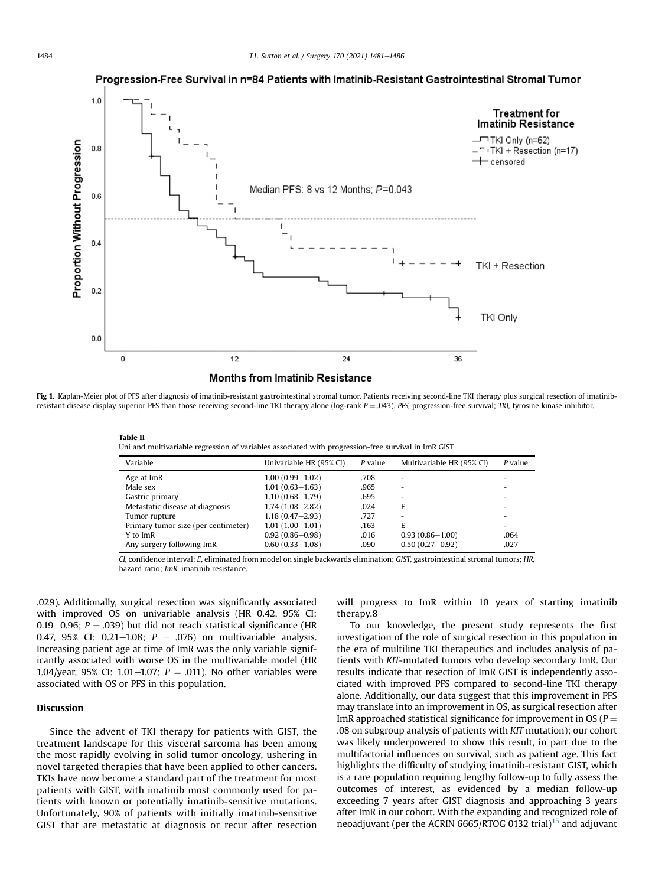Fig 1. Kaplan-Meier plot of PFS after diagnosis of imatinib-resistant gastrointestinal stromal tumor. Patients receiving second-line TKI therapy plus surgical resection of imatinib-resistant disease display superior PFS than those receiving second-line TKI therapy alone (log-rank $P = .043$). *PFS*, progression-free survival; *TKI*, tyrosine kinase inhibitor.

**Table II**

Uni and multivariable regression of variables associated with progression-free survival in ImR GIST

| Variable | Univariable HR (95% CI) | *P* value | Multivariable HR (95% CI) | *P* value |
|---|---|---|---|---|
| Age at ImR | 1.00 (0.99–1.02) | .708 | - | - |
| Male sex | 1.01 (0.63–1.63) | .965 | - | - |
| Gastric primary | 1.10 (0.68–1.79) | .695 | - | - |
| Metastatic disease at diagnosis | 1.74 (1.08–2.82) | .024 | E | - |
| Tumor rupture | 1.18 (0.47–2.93) | .727 | - | - |
| Primary tumor size (per centimeter) | 1.01 (1.00–1.01) | .163 | E | - |
| Y to ImR | 0.92 (0.86–0.98) | .016 | 0.93 (0.86–1.00) | .064 |
| Any surgery following ImR | 0.60 (0.33–1.08) | .090 | 0.50 (0.27–0.92) | .027 |

*CI*, confidence interval; *E*, eliminated from model on single backwards elimination; *GIST*, gastrointestinal stromal tumors; *HR*, hazard ratio; *ImR*, imatinib resistance.

.029). Additionally, surgical resection was significantly associated with improved OS on univariable analysis (HR 0.42, 95% CI: 0.19–0.96; $P = .039$) but did not reach statistical significance (HR 0.47, 95% CI: 0.21–1.08; $P = .076$) on multivariable analysis. Increasing patient age at time of ImR was the only variable significantly associated with worse OS in the multivariable model (HR 1.04/year, 95% CI: 1.01–1.07; $P = .011$). No other variables were associated with OS or PFS in this population.

## Discussion

Since the advent of TKI therapy for patients with GIST, the treatment landscape for this visceral sarcoma has been among the most rapidly evolving in solid tumor oncology, ushering in novel targeted therapies that have been applied to other cancers. TKIs have now become a standard part of the treatment for most patients with GIST, with imatinib most commonly used for patients with known or potentially imatinib-sensitive mutations. Unfortunately, 90% of patients with initially imatinib-sensitive GIST that are metastatic at diagnosis or recur after resection will progress to ImR within 10 years of starting imatinib therapy.8

To our knowledge, the present study represents the first investigation of the role of surgical resection in this population in the era of multiline TKI therapeutics and includes analysis of patients with *KIT*-mutated tumors who develop secondary ImR. Our results indicate that resection of ImR GIST is independently associated with improved PFS compared to second-line TKI therapy alone. Additionally, our data suggest that this improvement in PFS may translate into an improvement in OS, as surgical resection after ImR approached statistical significance for improvement in OS ($P = .08$ on subgroup analysis of patients with *KIT* mutation); our cohort was likely underpowered to show this result, in part due to the multifactorial influences on survival, such as patient age. This fact highlights the difficulty of studying imatinib-resistant GIST, which is a rare population requiring lengthy follow-up to fully assess the outcomes of interest, as evidenced by a median follow-up exceeding 7 years after GIST diagnosis and approaching 3 years after ImR in our cohort. With the expanding and recognized role of neoadjuvant (per the ACRIN 6665/RTOG 0132 trial)[15] and adjuvant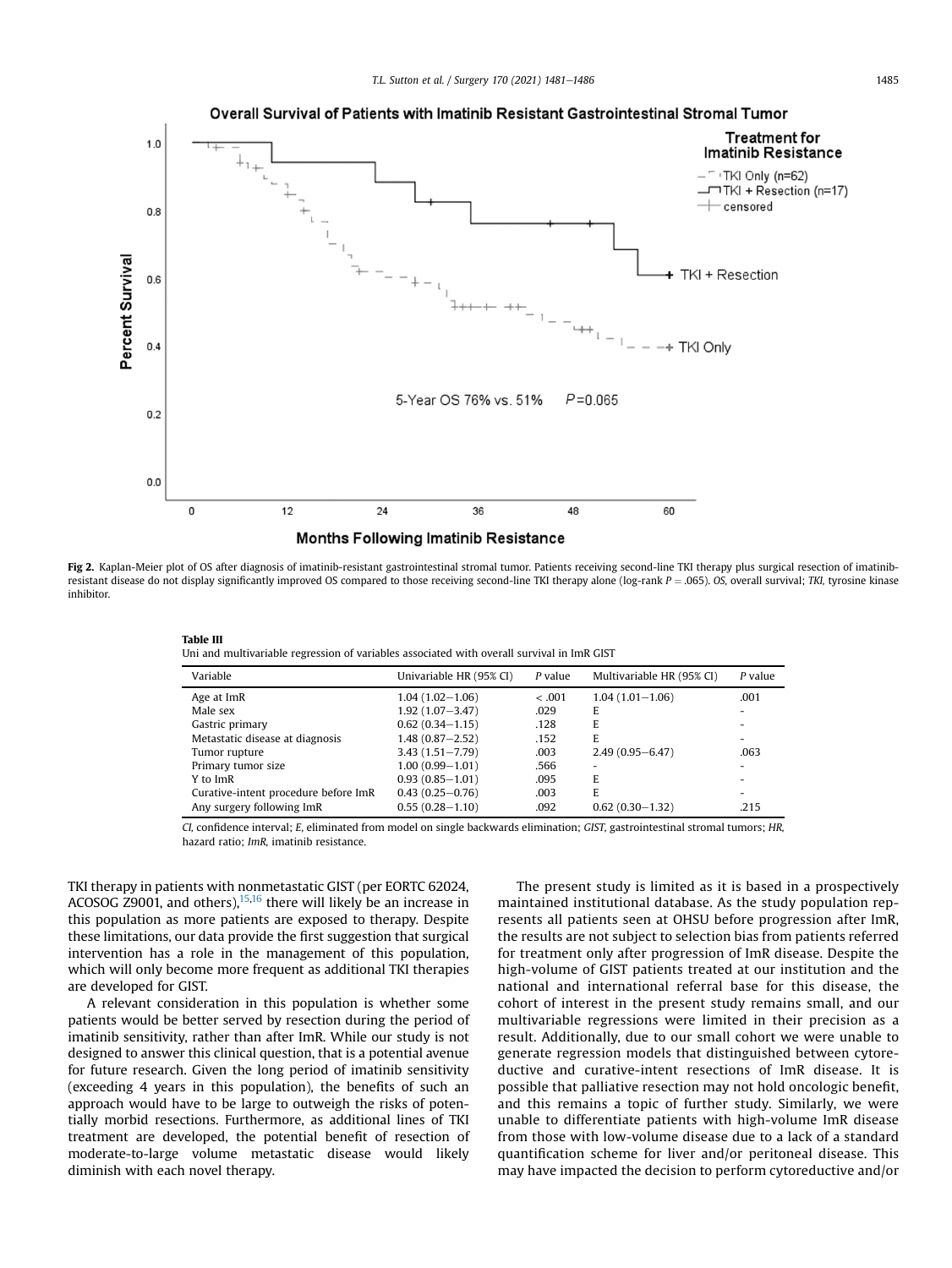**Fig 2.** Kaplan-Meier plot of OS after diagnosis of imatinib-resistant gastrointestinal stromal tumor. Patients receiving second-line TKI therapy plus surgical resection of imatinib-resistant disease do not display significantly improved OS compared to those receiving second-line TKI therapy alone (log-rank $P = .065$). *OS*, overall survival; *TKI*, tyrosine kinase inhibitor.

**Table III**
Uni and multivariable regression of variables associated with overall survival in ImR GIST

| Variable | Univariable HR (95% CI) | *P* value | Multivariable HR (95% CI) | *P* value |
|---|---|---|---|---|
| Age at ImR | 1.04 (1.02–1.06) | < .001 | 1.04 (1.01–1.06) | .001 |
| Male sex | 1.92 (1.07–3.47) | .029 | E | - |
| Gastric primary | 0.62 (0.34–1.15) | .128 | E | - |
| Metastatic disease at diagnosis | 1.48 (0.87–2.52) | .152 | E | - |
| Tumor rupture | 3.43 (1.51–7.79) | .003 | 2.49 (0.95–6.47) | .063 |
| Primary tumor size | 1.00 (0.99–1.01) | .566 | - | - |
| Y to ImR | 0.93 (0.85–1.01) | .095 | E | - |
| Curative-intent procedure before ImR | 0.43 (0.25–0.76) | .003 | E | - |
| Any surgery following ImR | 0.55 (0.28–1.10) | .092 | 0.62 (0.30–1.32) | .215 |

*CI*, confidence interval; *E*, eliminated from model on single backwards elimination; *GIST*, gastrointestinal stromal tumors; *HR*, hazard ratio; *ImR*, imatinib resistance.

TKI therapy in patients with nonmetastatic GIST (per EORTC 62024, ACOSOG Z9001, and others),[15,16] there will likely be an increase in this population as more patients are exposed to therapy. Despite these limitations, our data provide the first suggestion that surgical intervention has a role in the management of this population, which will only become more frequent as additional TKI therapies are developed for GIST.

A relevant consideration in this population is whether some patients would be better served by resection during the period of imatinib sensitivity, rather than after ImR. While our study is not designed to answer this clinical question, that is a potential avenue for future research. Given the long period of imatinib sensitivity (exceeding 4 years in this population), the benefits of such an approach would have to be large to outweigh the risks of potentially morbid resections. Furthermore, as additional lines of TKI treatment are developed, the potential benefit of resection of moderate-to-large volume metastatic disease would likely diminish with each novel therapy.

The present study is limited as it is based in a prospectively maintained institutional database. As the study population represents all patients seen at OHSU before progression after ImR, the results are not subject to selection bias from patients referred for treatment only after progression of ImR disease. Despite the high-volume of GIST patients treated at our institution and the national and international referral base for this disease, the cohort of interest in the present study remains small, and our multivariable regressions were limited in their precision as a result. Additionally, due to our small cohort we were unable to generate regression models that distinguished between cytoreductive and curative-intent resections of ImR disease. It is possible that palliative resection may not hold oncologic benefit, and this remains a topic of further study. Similarly, we were unable to differentiate patients with high-volume ImR disease from those with low-volume disease due to a lack of a standard quantification scheme for liver and/or peritoneal disease. This may have impacted the decision to perform cytoreductive and/or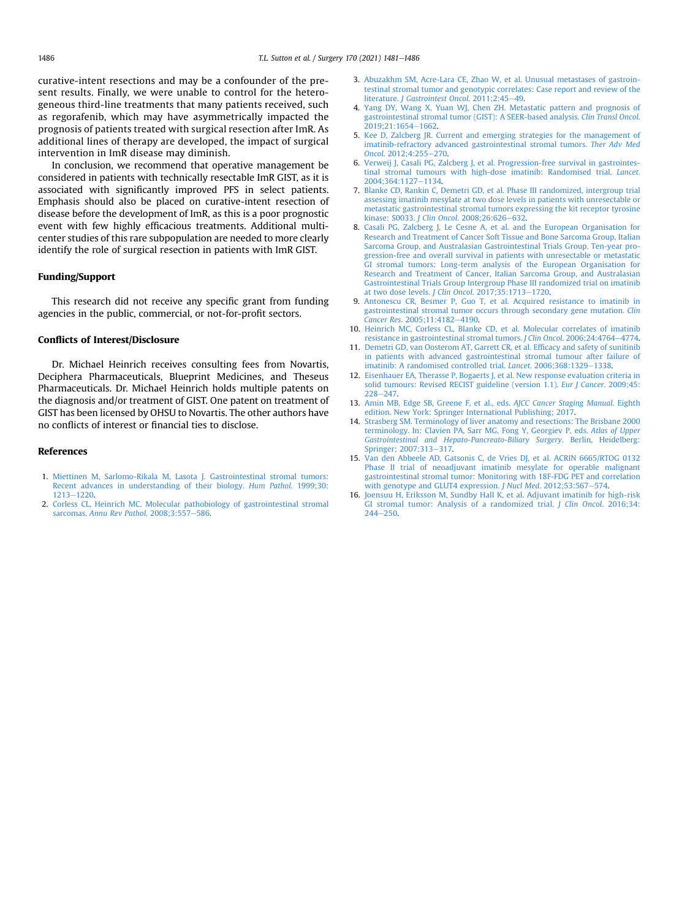curative-intent resections and may be a confounder of the present results. Finally, we were unable to control for the heterogeneous third-line treatments that many patients received, such as regorafenib, which may have asymmetrically impacted the prognosis of patients treated with surgical resection after ImR. As additional lines of therapy are developed, the impact of surgical intervention in ImR disease may diminish.

In conclusion, we recommend that operative management be considered in patients with technically resectable ImR GIST, as it is associated with significantly improved PFS in select patients. Emphasis should also be placed on curative-intent resection of disease before the development of ImR, as this is a poor prognostic event with few highly efficacious treatments. Additional multicenter studies of this rare subpopulation are needed to more clearly identify the role of surgical resection in patients with ImR GIST.

## Funding/Support

This research did not receive any specific grant from funding agencies in the public, commercial, or not-for-profit sectors.

## Conflicts of Interest/Disclosure

Dr. Michael Heinrich receives consulting fees from Novartis, Deciphera Pharmaceuticals, Blueprint Medicines, and Theseus Pharmaceuticals. Dr. Michael Heinrich holds multiple patents on the diagnosis and/or treatment of GIST. One patent on treatment of GIST has been licensed by OHSU to Novartis. The other authors have no conflicts of interest or financial ties to disclose.

## References

1. Miettinen M, Sarlomo-Rikala M, Lasota J. Gastrointestinal stromal tumors: Recent advances in understanding of their biology. *Hum Pathol*. 1999;30:1213–1220.
2. Corless CL, Heinrich MC. Molecular pathobiology of gastrointestinal stromal sarcomas. *Annu Rev Pathol*. 2008;3:557–586.
3. Abuzakhm SM, Acre-Lara CE, Zhao W, et al. Unusual metastases of gastrointestinal stromal tumor and genotypic correlates: Case report and review of the literature. *J Gastrointest Oncol*. 2011;2:45–49.
4. Yang DY, Wang X, Yuan WJ, Chen ZH. Metastatic pattern and prognosis of gastrointestinal stromal tumor (GIST): A SEER-based analysis. *Clin Transl Oncol*. 2019;21:1654–1662.
5. Kee D, Zalcberg JR. Current and emerging strategies for the management of imatinib-refractory advanced gastrointestinal stromal tumors. *Ther Adv Med Oncol*. 2012;4:255–270.
6. Verweij J, Casali PG, Zalcberg J, et al. Progression-free survival in gastrointestinal stromal tumours with high-dose imatinib: Randomised trial. *Lancet*. 2004;364:1127–1134.
7. Blanke CD, Rankin C, Demetri GD, et al. Phase III randomized, intergroup trial assessing imatinib mesylate at two dose levels in patients with unresectable or metastatic gastrointestinal stromal tumors expressing the kit receptor tyrosine kinase: S0033. *J Clin Oncol*. 2008;26:626–632.
8. Casali PG, Zalcberg J, Le Cesne A, et al. and the European Organisation for Research and Treatment of Cancer Soft Tissue and Bone Sarcoma Group, Italian Sarcoma Group, and Australasian Gastrointestinal Trials Group. Ten-year progression-free and overall survival in patients with unresectable or metastatic GI stromal tumors: Long-term analysis of the European Organisation for Research and Treatment of Cancer, Italian Sarcoma Group, and Australasian Gastrointestinal Trials Group Intergroup Phase III randomized trial on imatinib at two dose levels. *J Clin Oncol*. 2017;35:1713–1720.
9. Antonescu CR, Besmer P, Guo T, et al. Acquired resistance to imatinib in gastrointestinal stromal tumor occurs through secondary gene mutation. *Clin Cancer Res*. 2005;11:4182–4190.
10. Heinrich MC, Corless CL, Blanke CD, et al. Molecular correlates of imatinib resistance in gastrointestinal stromal tumors. *J Clin Oncol*. 2006;24:4764–4774.
11. Demetri GD, van Oosterom AT, Garrett CR, et al. Efficacy and safety of sunitinib in patients with advanced gastrointestinal stromal tumour after failure of imatinib: A randomised controlled trial. *Lancet*. 2006;368:1329–1338.
12. Eisenhauer EA, Therasse P, Bogaerts J, et al. New response evaluation criteria in solid tumours: Revised RECIST guideline (version 1.1). *Eur J Cancer*. 2009;45:228–247.
13. Amin MB, Edge SB, Greene F, et al., eds. *AJCC Cancer Staging Manual*. Eighth edition. New York: Springer International Publishing; 2017.
14. Strasberg SM. Terminology of liver anatomy and resections: The Brisbane 2000 terminology. In: Clavien PA, Sarr MG, Fong Y, Georgiev P, eds. *Atlas of Upper Gastrointestinal and Hepato-Pancreato-Biliary Surgery*. Berlin, Heidelberg: Springer; 2007:313–317.
15. Van den Abbeele AD, Gatsonis C, de Vries DJ, et al. ACRIN 6665/RTOG 0132 Phase II trial of neoadjuvant imatinib mesylate for operable malignant gastrointestinal stromal tumor: Monitoring with 18F-FDG PET and correlation with genotype and GLUT4 expression. *J Nucl Med*. 2012;53:567–574.
16. Joensuu H, Eriksson M, Sundby Hall K, et al. Adjuvant imatinib for high-risk GI stromal tumor: Analysis of a randomized trial. *J Clin Oncol*. 2016;34:244–250.